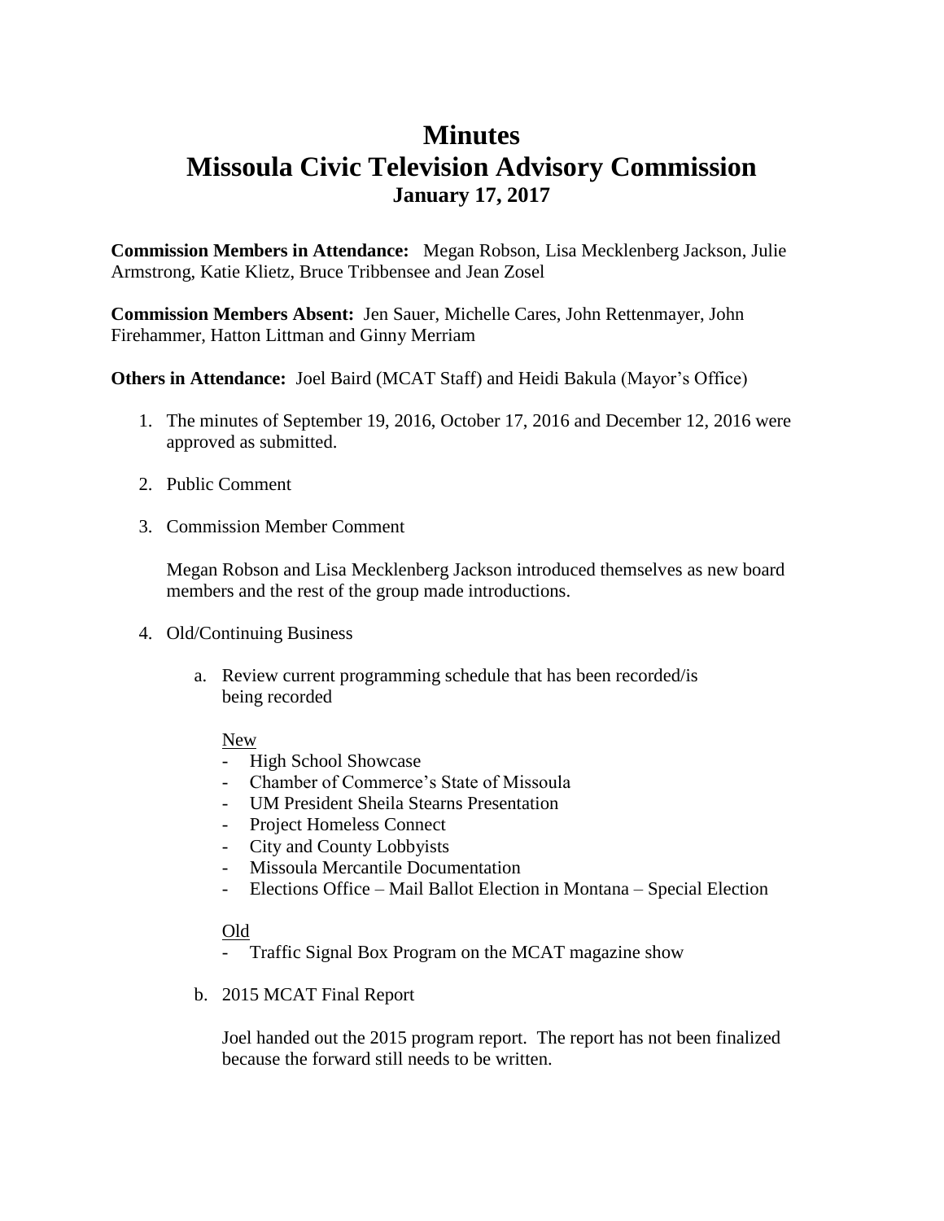# Minutes
# Missoula Civic Television Advisory Commission
### January 17, 2017

**Commission Members in Attendance:** Megan Robson, Lisa Mecklenberg Jackson, Julie Armstrong, Katie Klietz, Bruce Tribbensee and Jean Zosel

**Commission Members Absent:** Jen Sauer, Michelle Cares, John Rettenmayer, John Firehammer, Hatton Littman and Ginny Merriam

**Others in Attendance:** Joel Baird (MCAT Staff) and Heidi Bakula (Mayor's Office)

1. The minutes of September 19, 2016, October 17, 2016 and December 12, 2016 were approved as submitted.

2. Public Comment

3. Commission Member Comment

   Megan Robson and Lisa Mecklenberg Jackson introduced themselves as new board members and the rest of the group made introductions.

4. Old/Continuing Business

   a. Review current programming schedule that has been recorded/is being recorded

      New
      - High School Showcase
      - Chamber of Commerce's State of Missoula
      - UM President Sheila Stearns Presentation
      - Project Homeless Connect
      - City and County Lobbyists
      - Missoula Mercantile Documentation
      - Elections Office – Mail Ballot Election in Montana – Special Election

      Old
      - Traffic Signal Box Program on the MCAT magazine show

   b. 2015 MCAT Final Report

      Joel handed out the 2015 program report. The report has not been finalized because the forward still needs to be written.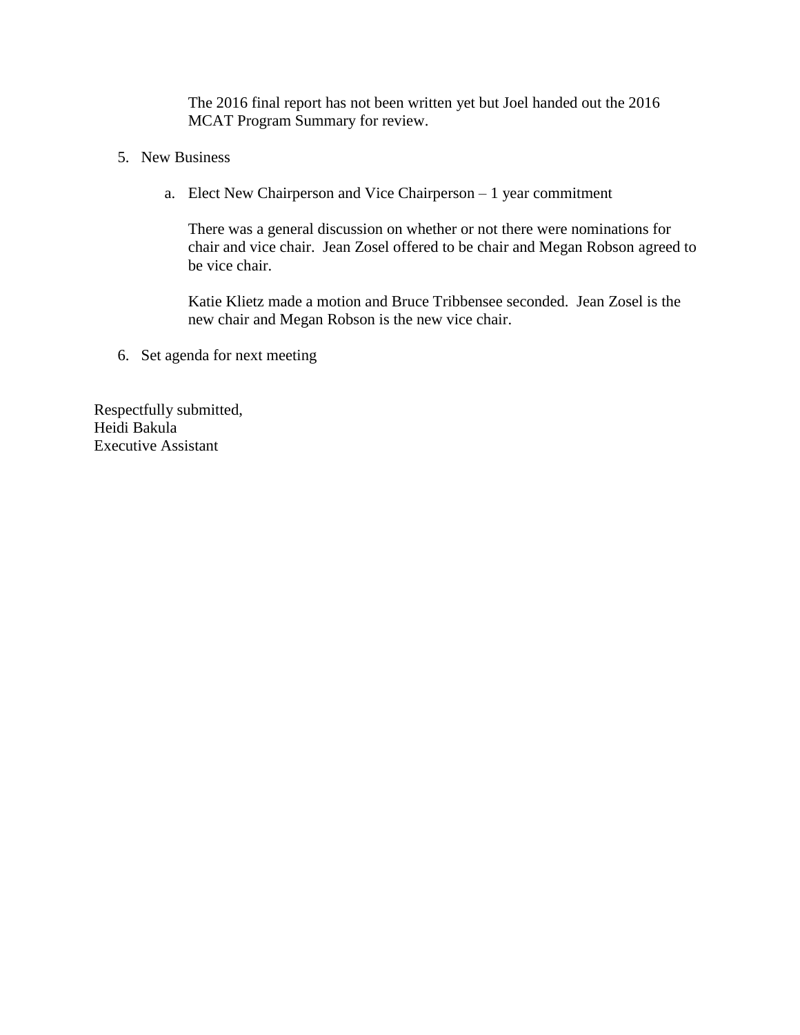The 2016 final report has not been written yet but Joel handed out the 2016 MCAT Program Summary for review.

5. New Business

   a. Elect New Chairperson and Vice Chairperson – 1 year commitment

      There was a general discussion on whether or not there were nominations for chair and vice chair. Jean Zosel offered to be chair and Megan Robson agreed to be vice chair.

      Katie Klietz made a motion and Bruce Tribbensee seconded. Jean Zosel is the new chair and Megan Robson is the new vice chair.

6. Set agenda for next meeting

Respectfully submitted,
Heidi Bakula
Executive Assistant